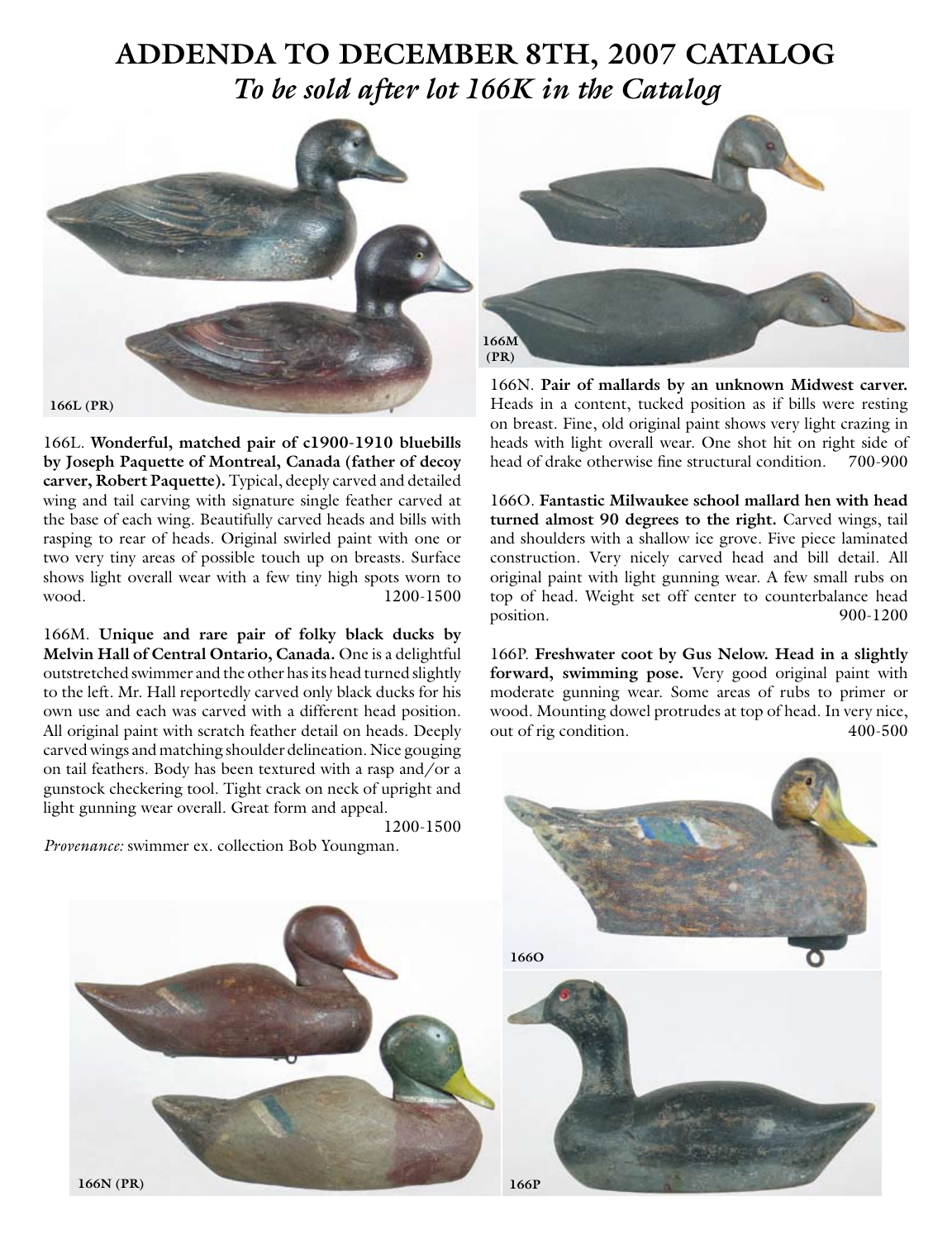# ADDENDA TO DECEMBER 8TH, 2007 CATALOG

## *To be sold after lot 166K in the Catalog*

166L (PR)

166M (PR)

166L. **Wonderful, matched pair of c1900-1910 bluebills by Joseph Paquette of Montreal, Canada (father of decoy carver, Robert Paquette).** Typical, deeply carved and detailed wing and tail carving with signature single feather carved at the base of each wing. Beautifully carved heads and bills with rasping to rear of heads. Original swirled paint with one or two very tiny areas of possible touch up on breasts. Surface shows light overall wear with a few tiny high spots worn to wood. 1200-1500

166M. **Unique and rare pair of folky black ducks by Melvin Hall of Central Ontario, Canada.** One is a delightful outstretched swimmer and the other has its head turned slightly to the left. Mr. Hall reportedly carved only black ducks for his own use and each was carved with a different head position. All original paint with scratch feather detail on heads. Deeply carved wings and matching shoulder delineation. Nice gouging on tail feathers. Body has been textured with a rasp and/or a gunstock checkering tool. Tight crack on neck of upright and light gunning wear overall. Great form and appeal. 1200-1500

*Provenance:* swimmer ex. collection Bob Youngman.

166N. **Pair of mallards by an unknown Midwest carver.** Heads in a content, tucked position as if bills were resting on breast. Fine, old original paint shows very light crazing in heads with light overall wear. One shot hit on right side of head of drake otherwise fine structural condition. 700-900

166O. **Fantastic Milwaukee school mallard hen with head turned almost 90 degrees to the right.** Carved wings, tail and shoulders with a shallow ice grove. Five piece laminated construction. Very nicely carved head and bill detail. All original paint with light gunning wear. A few small rubs on top of head. Weight set off center to counterbalance head position. 900-1200

166P. **Freshwater coot by Gus Nelow. Head in a slightly forward, swimming pose.** Very good original paint with moderate gunning wear. Some areas of rubs to primer or wood. Mounting dowel protrudes at top of head. In very nice, out of rig condition. 400-500

166N (PR)

166O

166P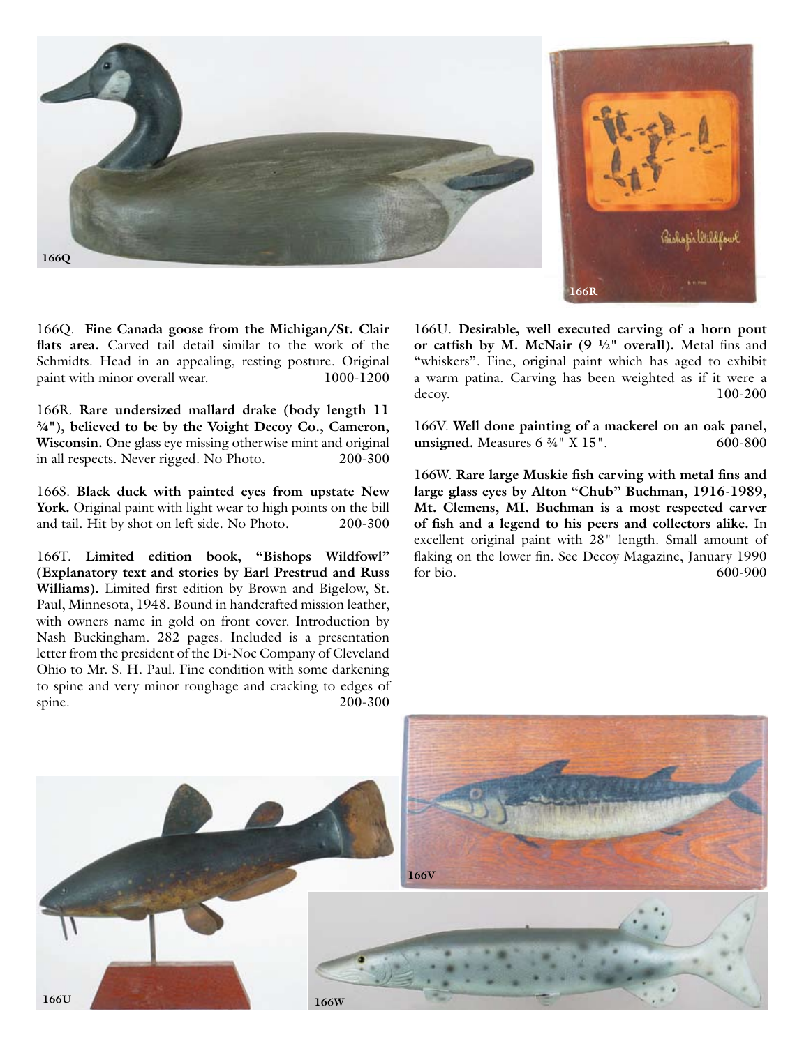166Q

166R

166Q. **Fine Canada goose from the Michigan/St. Clair flats area.** Carved tail detail similar to the work of the Schmidts. Head in an appealing, resting posture. Original paint with minor overall wear. 1000-1200

166R. **Rare undersized mallard drake (body length 11 ¾"), believed to be by the Voight Decoy Co., Cameron, Wisconsin.** One glass eye missing otherwise mint and original in all respects. Never rigged. No Photo. 200-300

166S. **Black duck with painted eyes from upstate New York.** Original paint with light wear to high points on the bill and tail. Hit by shot on left side. No Photo. 200-300

166T. **Limited edition book, "Bishops Wildfowl" (Explanatory text and stories by Earl Prestrud and Russ Williams).** Limited first edition by Brown and Bigelow, St. Paul, Minnesota, 1948. Bound in handcrafted mission leather, with owners name in gold on front cover. Introduction by Nash Buckingham. 282 pages. Included is a presentation letter from the president of the Di-Noc Company of Cleveland Ohio to Mr. S. H. Paul. Fine condition with some darkening to spine and very minor roughage and cracking to edges of spine. 200-300

166U. **Desirable, well executed carving of a horn pout or catfish by M. McNair (9 ½" overall).** Metal fins and "whiskers". Fine, original paint which has aged to exhibit a warm patina. Carving has been weighted as if it were a decoy. 100-200

166V. **Well done painting of a mackerel on an oak panel, unsigned.** Measures 6 ¾" X 15". 600-800

166W. **Rare large Muskie fish carving with metal fins and large glass eyes by Alton "Chub" Buchman, 1916-1989, Mt. Clemens, MI. Buchman is a most respected carver of fish and a legend to his peers and collectors alike.** In excellent original paint with 28" length. Small amount of flaking on the lower fin. See Decoy Magazine, January 1990 for bio. 600-900

166V

166U

166W